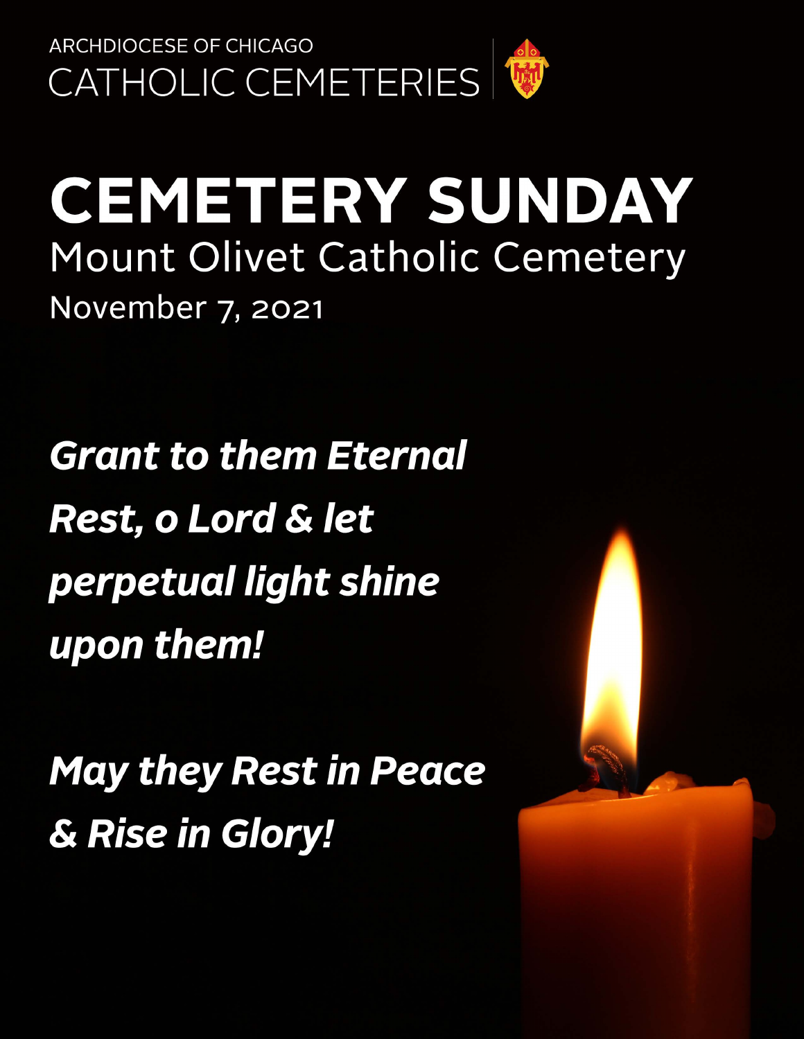ARCHDIOCESE OF CHICAGO

CATHOLIC CEMETERIES

# CEMETERY SUNDAY

## Mount Olivet Catholic Cemetery

November 7, 2021

***Grant to them Eternal Rest, o Lord & let perpetual light shine upon them!***

***May they Rest in Peace & Rise in Glory!***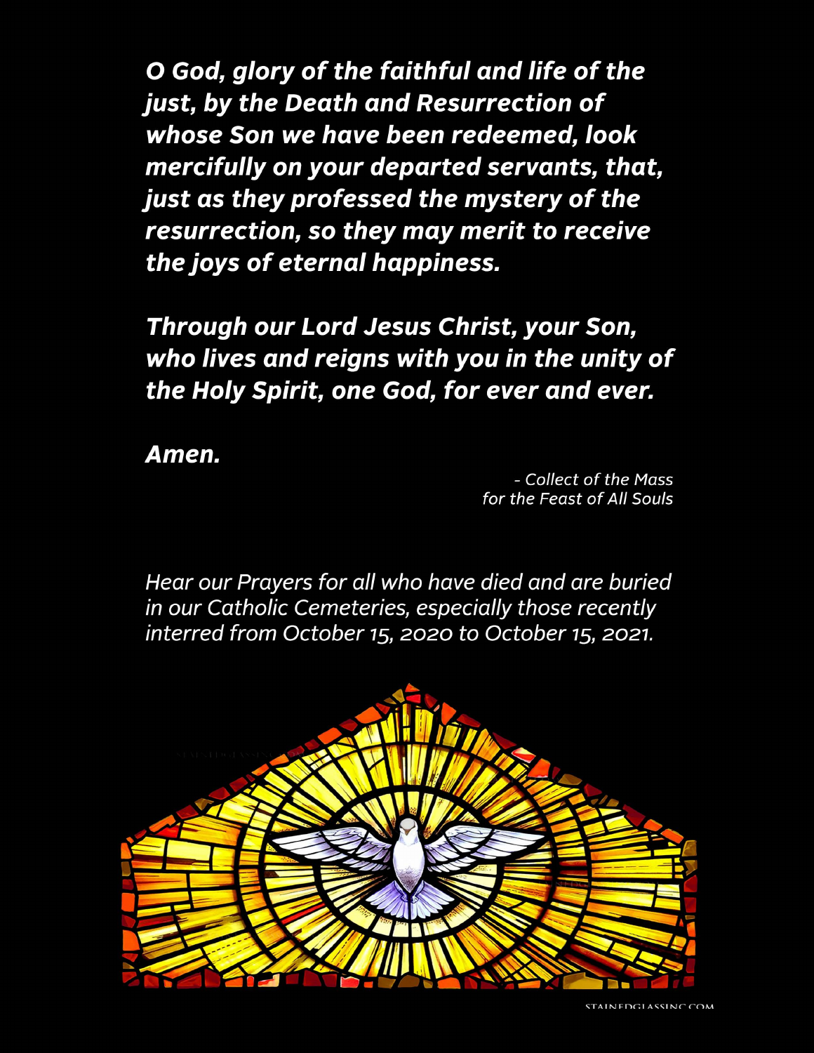***O God, glory of the faithful and life of the just, by the Death and Resurrection of whose Son we have been redeemed, look mercifully on your departed servants, that, just as they professed the mystery of the resurrection, so they may merit to receive the joys of eternal happiness.***

***Through our Lord Jesus Christ, your Son, who lives and reigns with you in the unity of the Holy Spirit, one God, for ever and ever.***

***Amen.***

*- Collect of the Mass for the Feast of All Souls*

*Hear our Prayers for all who have died and are buried in our Catholic Cemeteries, especially those recently interred from October 15, 2020 to October 15, 2021.*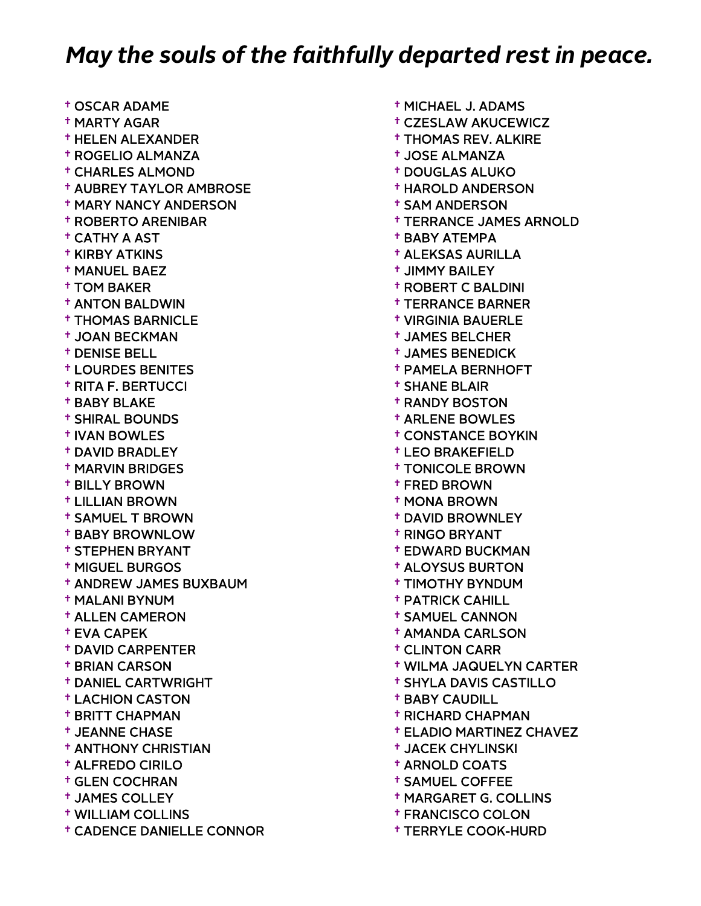## *May the souls of the faithfully departed rest in peace.*

- † OSCAR ADAME
- † MARTY AGAR
- † HELEN ALEXANDER
- † ROGELIO ALMANZA
- † CHARLES ALMOND
- † AUBREY TAYLOR AMBROSE
- † MARY NANCY ANDERSON
- † ROBERTO ARENIBAR
- † CATHY A AST
- † KIRBY ATKINS
- † MANUEL BAEZ
- † TOM BAKER
- † ANTON BALDWIN
- † THOMAS BARNICLE
- † JOAN BECKMAN
- † DENISE BELL
- † LOURDES BENITES
- † RITA F. BERTUCCI
- † BABY BLAKE
- † SHIRAL BOUNDS
- † IVAN BOWLES
- † DAVID BRADLEY
- † MARVIN BRIDGES
- † BILLY BROWN
- † LILLIAN BROWN
- † SAMUEL T BROWN
- † BABY BROWNLOW
- † STEPHEN BRYANT
- † MIGUEL BURGOS
- † ANDREW JAMES BUXBAUM
- † MALANI BYNUM
- † ALLEN CAMERON
- † EVA CAPEK
- † DAVID CARPENTER
- † BRIAN CARSON
- † DANIEL CARTWRIGHT
- † LACHION CASTON
- † BRITT CHAPMAN
- † JEANNE CHASE
- † ANTHONY CHRISTIAN
- † ALFREDO CIRILO
- † GLEN COCHRAN
- † JAMES COLLEY
- † WILLIAM COLLINS
- † CADENCE DANIELLE CONNOR
- † MICHAEL J. ADAMS
- † CZESLAW AKUCEWICZ
- † THOMAS REV. ALKIRE
- † JOSE ALMANZA
- † DOUGLAS ALUKO
- † HAROLD ANDERSON
- † SAM ANDERSON
- † TERRANCE JAMES ARNOLD
- † BABY ATEMPA
- † ALEKSAS AURILLA
- † JIMMY BAILEY
- † ROBERT C BALDINI
- † TERRANCE BARNER
- † VIRGINIA BAUERLE
- † JAMES BELCHER
- † JAMES BENEDICK
- † PAMELA BERNHOFT
- † SHANE BLAIR
- † RANDY BOSTON
- † ARLENE BOWLES
- † CONSTANCE BOYKIN
- † LEO BRAKEFIELD
- † TONICOLE BROWN
- † FRED BROWN
- † MONA BROWN
- † DAVID BROWNLEY
- † RINGO BRYANT
- † EDWARD BUCKMAN
- † ALOYSUS BURTON
- † TIMOTHY BYNDUM
- † PATRICK CAHILL
- † SAMUEL CANNON
- † AMANDA CARLSON
- † CLINTON CARR
- † WILMA JAQUELYN CARTER
- † SHYLA DAVIS CASTILLO
- † BABY CAUDILL
- † RICHARD CHAPMAN
- † ELADIO MARTINEZ CHAVEZ
- † JACEK CHYLINSKI
- † ARNOLD COATS
- † SAMUEL COFFEE
- † MARGARET G. COLLINS
- † FRANCISCO COLON
- † TERRYLE COOK-HURD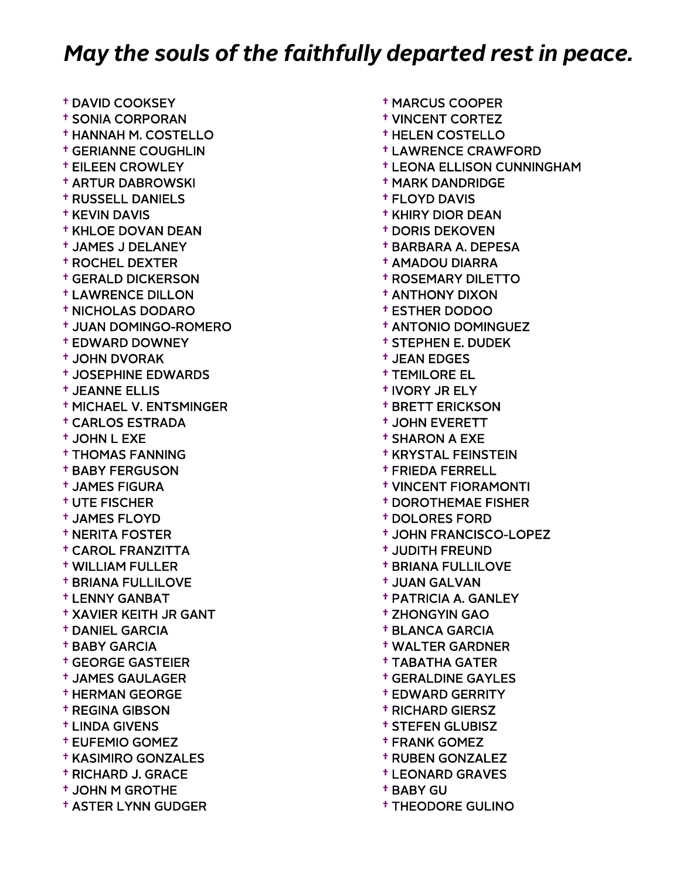## *May the souls of the faithfully departed rest in peace.*

- † DAVID COOKSEY
- † SONIA CORPORAN
- † HANNAH M. COSTELLO
- † GERIANNE COUGHLIN
- † EILEEN CROWLEY
- † ARTUR DABROWSKI
- † RUSSELL DANIELS
- † KEVIN DAVIS
- † KHLOE DOVAN DEAN
- † JAMES J DELANEY
- † ROCHEL DEXTER
- † GERALD DICKERSON
- † LAWRENCE DILLON
- † NICHOLAS DODARO
- † JUAN DOMINGO-ROMERO
- † EDWARD DOWNEY
- † JOHN DVORAK
- † JOSEPHINE EDWARDS
- † JEANNE ELLIS
- † MICHAEL V. ENTSMINGER
- † CARLOS ESTRADA
- † JOHN L EXE
- † THOMAS FANNING
- † BABY FERGUSON
- † JAMES FIGURA
- † UTE FISCHER
- † JAMES FLOYD
- † NERITA FOSTER
- † CAROL FRANZITTA
- † WILLIAM FULLER
- † BRIANA FULLILOVE
- † LENNY GANBAT
- † XAVIER KEITH JR GANT
- † DANIEL GARCIA
- † BABY GARCIA
- † GEORGE GASTEIER
- † JAMES GAULAGER
- † HERMAN GEORGE
- † REGINA GIBSON
- † LINDA GIVENS
- † EUFEMIO GOMEZ
- † KASIMIRO GONZALES
- † RICHARD J. GRACE
- † JOHN M GROTHE
- † ASTER LYNN GUDGER
- † MARCUS COOPER
- † VINCENT CORTEZ
- † HELEN COSTELLO
- † LAWRENCE CRAWFORD
- † LEONA ELLISON CUNNINGHAM
- † MARK DANDRIDGE
- † FLOYD DAVIS
- † KHIRY DIOR DEAN
- † DORIS DEKOVEN
- † BARBARA A. DEPESA
- † AMADOU DIARRA
- † ROSEMARY DILETTO
- † ANTHONY DIXON
- † ESTHER DODOO
- † ANTONIO DOMINGUEZ
- † STEPHEN E. DUDEK
- † JEAN EDGES
- † TEMILORE EL
- † IVORY JR ELY
- † BRETT ERICKSON
- † JOHN EVERETT
- † SHARON A EXE
- † KRYSTAL FEINSTEIN
- † FRIEDA FERRELL
- † VINCENT FIORAMONTI
- † DOROTHEMAE FISHER
- † DOLORES FORD
- † JOHN FRANCISCO-LOPEZ
- † JUDITH FREUND
- † BRIANA FULLILOVE
- † JUAN GALVAN
- † PATRICIA A. GANLEY
- † ZHONGYIN GAO
- † BLANCA GARCIA
- † WALTER GARDNER
- † TABATHA GATER
- † GERALDINE GAYLES
- † EDWARD GERRITY
- † RICHARD GIERSZ
- † STEFEN GLUBISZ
- † FRANK GOMEZ
- † RUBEN GONZALEZ
- † LEONARD GRAVES
- † BABY GU
- † THEODORE GULINO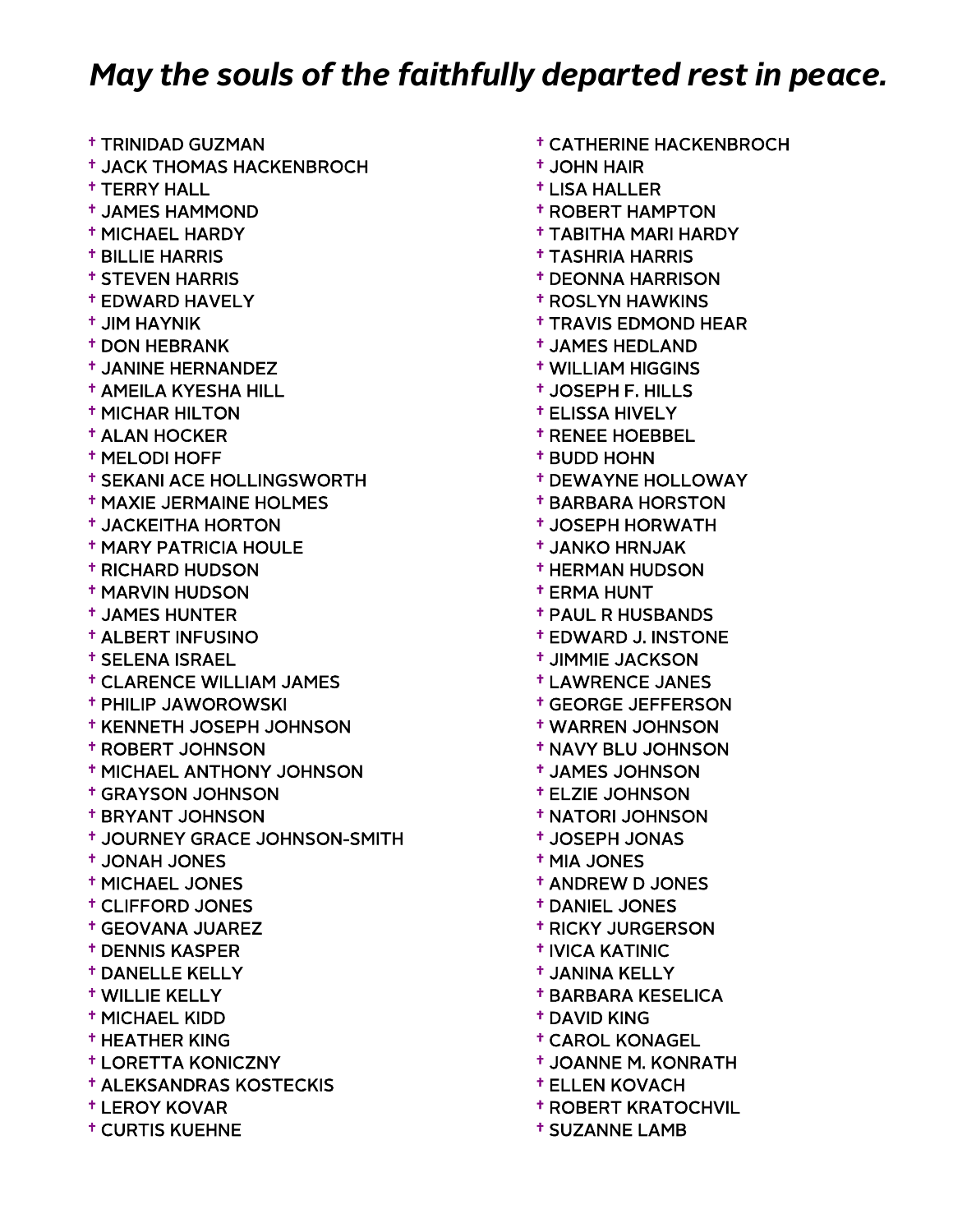# *May the souls of the faithfully departed rest in peace.*

- † TRINIDAD GUZMAN
- † JACK THOMAS HACKENBROCH
- † TERRY HALL
- † JAMES HAMMOND
- † MICHAEL HARDY
- † BILLIE HARRIS
- † STEVEN HARRIS
- † EDWARD HAVELY
- † JIM HAYNIK
- † DON HEBRANK
- † JANINE HERNANDEZ
- † AMEILA KYESHA HILL
- † MICHAR HILTON
- † ALAN HOCKER
- † MELODI HOFF
- † SEKANI ACE HOLLINGSWORTH
- † MAXIE JERMAINE HOLMES
- † JACKEITHA HORTON
- † MARY PATRICIA HOULE
- † RICHARD HUDSON
- † MARVIN HUDSON
- † JAMES HUNTER
- † ALBERT INFUSINO
- † SELENA ISRAEL
- † CLARENCE WILLIAM JAMES
- † PHILIP JAWOROWSKI
- † KENNETH JOSEPH JOHNSON
- † ROBERT JOHNSON
- † MICHAEL ANTHONY JOHNSON
- † GRAYSON JOHNSON
- † BRYANT JOHNSON
- † JOURNEY GRACE JOHNSON-SMITH
- † JONAH JONES
- † MICHAEL JONES
- † CLIFFORD JONES
- † GEOVANA JUAREZ
- † DENNIS KASPER
- † DANELLE KELLY
- † WILLIE KELLY
- † MICHAEL KIDD
- † HEATHER KING
- † LORETTA KONICZNY
- † ALEKSANDRAS KOSTECKIS
- † LEROY KOVAR
- † CURTIS KUEHNE
- † CATHERINE HACKENBROCH
- † JOHN HAIR
- † LISA HALLER
- † ROBERT HAMPTON
- † TABITHA MARI HARDY
- † TASHRIA HARRIS
- † DEONNA HARRISON
- † ROSLYN HAWKINS
- † TRAVIS EDMOND HEAR
- † JAMES HEDLAND
- † WILLIAM HIGGINS
- † JOSEPH F. HILLS
- † ELISSA HIVELY
- † RENEE HOEBBEL
- † BUDD HOHN
- † DEWAYNE HOLLOWAY
- † BARBARA HORSTON
- † JOSEPH HORWATH
- † JANKO HRNJAK
- † HERMAN HUDSON
- † ERMA HUNT
- † PAUL R HUSBANDS
- † EDWARD J. INSTONE
- † JIMMIE JACKSON
- † LAWRENCE JANES
- † GEORGE JEFFERSON
- † WARREN JOHNSON
- † NAVY BLU JOHNSON
- † JAMES JOHNSON
- † ELZIE JOHNSON
- † NATORI JOHNSON
- † JOSEPH JONAS
- † MIA JONES
- † ANDREW D JONES
- † DANIEL JONES
- † RICKY JURGERSON
- † IVICA KATINIC
- † JANINA KELLY
- † BARBARA KESELICA
- † DAVID KING
- † CAROL KONAGEL
- † JOANNE M. KONRATH
- † ELLEN KOVACH
- † ROBERT KRATOCHVIL
- † SUZANNE LAMB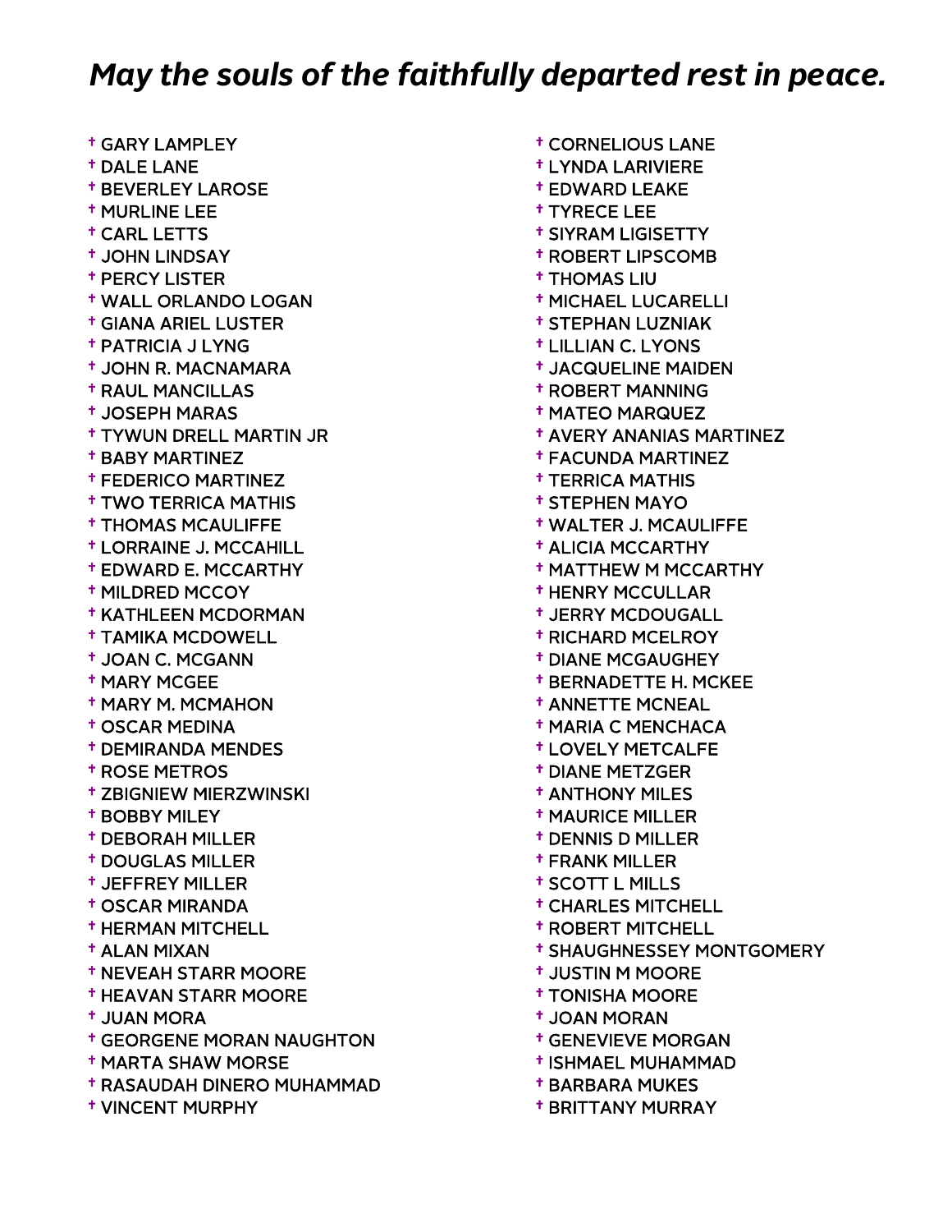## *May the souls of the faithfully departed rest in peace.*

- † GARY LAMPLEY
- † DALE LANE
- † BEVERLEY LAROSE
- † MURLINE LEE
- † CARL LETTS
- † JOHN LINDSAY
- † PERCY LISTER
- † WALL ORLANDO LOGAN
- † GIANA ARIEL LUSTER
- † PATRICIA J LYNG
- † JOHN R. MACNAMARA
- † RAUL MANCILLAS
- † JOSEPH MARAS
- † TYWUN DRELL MARTIN JR
- † BABY MARTINEZ
- † FEDERICO MARTINEZ
- † TWO TERRICA MATHIS
- † THOMAS MCAULIFFE
- † LORRAINE J. MCCAHILL
- † EDWARD E. MCCARTHY
- † MILDRED MCCOY
- † KATHLEEN MCDORMAN
- † TAMIKA MCDOWELL
- † JOAN C. MCGANN
- † MARY MCGEE
- † MARY M. MCMAHON
- † OSCAR MEDINA
- † DEMIRANDA MENDES
- † ROSE METROS
- † ZBIGNIEW MIERZWINSKI
- † BOBBY MILEY
- † DEBORAH MILLER
- † DOUGLAS MILLER
- † JEFFREY MILLER
- † OSCAR MIRANDA
- † HERMAN MITCHELL
- † ALAN MIXAN
- † NEVEAH STARR MOORE
- † HEAVAN STARR MOORE
- † JUAN MORA
- † GEORGENE MORAN NAUGHTON
- † MARTA SHAW MORSE
- † RASAUDAH DINERO MUHAMMAD
- † VINCENT MURPHY
- † CORNELIOUS LANE
- † LYNDA LARIVIERE
- † EDWARD LEAKE
- † TYRECE LEE
- † SIYRAM LIGISETTY
- † ROBERT LIPSCOMB
- † THOMAS LIU
- † MICHAEL LUCARELLI
- † STEPHAN LUZNIAK
- † LILLIAN C. LYONS
- † JACQUELINE MAIDEN
- † ROBERT MANNING
- † MATEO MARQUEZ
- † AVERY ANANIAS MARTINEZ
- † FACUNDA MARTINEZ
- † TERRICA MATHIS
- † STEPHEN MAYO
- † WALTER J. MCAULIFFE
- † ALICIA MCCARTHY
- † MATTHEW M MCCARTHY
- † HENRY MCCULLAR
- † JERRY MCDOUGALL
- † RICHARD MCELROY
- † DIANE MCGAUGHEY
- † BERNADETTE H. MCKEE
- † ANNETTE MCNEAL
- † MARIA C MENCHACA
- † LOVELY METCALFE
- † DIANE METZGER
- † ANTHONY MILES
- † MAURICE MILLER
- † DENNIS D MILLER
- † FRANK MILLER
- † SCOTT L MILLS
- † CHARLES MITCHELL
- † ROBERT MITCHELL
- † SHAUGHNESSEY MONTGOMERY
- † JUSTIN M MOORE
- † TONISHA MOORE
- † JOAN MORAN
- † GENEVIEVE MORGAN
- † ISHMAEL MUHAMMAD
- † BARBARA MUKES
- † BRITTANY MURRAY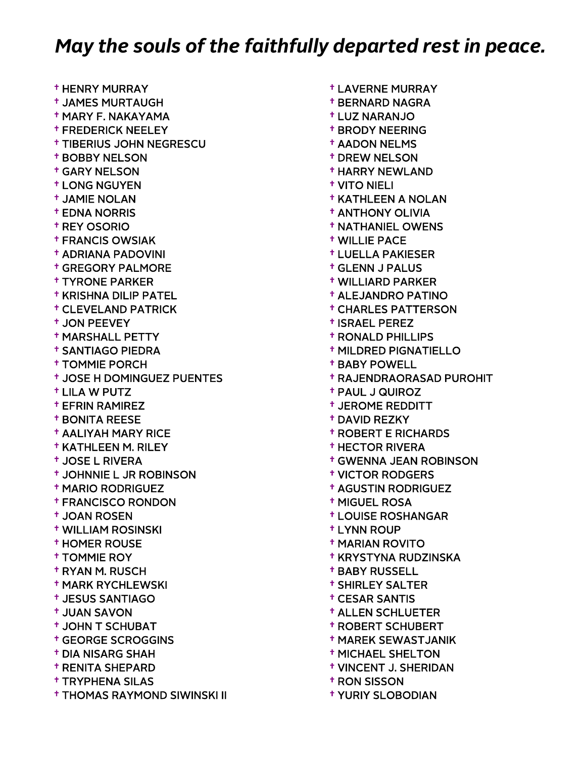## *May the souls of the faithfully departed rest in peace.*

- † HENRY MURRAY
- † JAMES MURTAUGH
- † MARY F. NAKAYAMA
- † FREDERICK NEELEY
- † TIBERIUS JOHN NEGRESCU
- † BOBBY NELSON
- † GARY NELSON
- † LONG NGUYEN
- † JAMIE NOLAN
- † EDNA NORRIS
- † REY OSORIO
- † FRANCIS OWSIAK
- † ADRIANA PADOVINI
- † GREGORY PALMORE
- † TYRONE PARKER
- † KRISHNA DILIP PATEL
- † CLEVELAND PATRICK
- † JON PEEVEY
- † MARSHALL PETTY
- † SANTIAGO PIEDRA
- † TOMMIE PORCH
- † JOSE H DOMINGUEZ PUENTES
- † LILA W PUTZ
- † EFRIN RAMIREZ
- † BONITA REESE
- † AALIYAH MARY RICE
- † KATHLEEN M. RILEY
- † JOSE L RIVERA
- † JOHNNIE L JR ROBINSON
- † MARIO RODRIGUEZ
- † FRANCISCO RONDON
- † JOAN ROSEN
- † WILLIAM ROSINSKI
- † HOMER ROUSE
- † TOMMIE ROY
- † RYAN M. RUSCH
- † MARK RYCHLEWSKI
- † JESUS SANTIAGO
- † JUAN SAVON
- † JOHN T SCHUBAT
- † GEORGE SCROGGINS
- † DIA NISARG SHAH
- † RENITA SHEPARD
- † TRYPHENA SILAS
- † THOMAS RAYMOND SIWINSKI II
- † LAVERNE MURRAY
- † BERNARD NAGRA
- † LUZ NARANJO
- † BRODY NEERING
- † AADON NELMS
- † DREW NELSON
- † HARRY NEWLAND
- † VITO NIELI
- † KATHLEEN A NOLAN
- † ANTHONY OLIVIA
- † NATHANIEL OWENS
- † WILLIE PACE
- † LUELLA PAKIESER
- † GLENN J PALUS
- † WILLIARD PARKER
- † ALEJANDRO PATINO
- † CHARLES PATTERSON
- † ISRAEL PEREZ
- † RONALD PHILLIPS
- † MILDRED PIGNATIELLO
- † BABY POWELL
- † RAJENDRAORASAD PUROHIT
- † PAUL J QUIROZ
- † JEROME REDDITT
- † DAVID REZKY
- † ROBERT E RICHARDS
- † HECTOR RIVERA
- † GWENNA JEAN ROBINSON
- † VICTOR RODGERS
- † AGUSTIN RODRIGUEZ
- † MIGUEL ROSA
- † LOUISE ROSHANGAR
- † LYNN ROUP
- † MARIAN ROVITO
- † KRYSTYNA RUDZINSKA
- † BABY RUSSELL
- † SHIRLEY SALTER
- † CESAR SANTIS
- † ALLEN SCHLUETER
- † ROBERT SCHUBERT
- † MAREK SEWASTJANIK
- † MICHAEL SHELTON
- † VINCENT J. SHERIDAN
- † RON SISSON
- † YURIY SLOBODIAN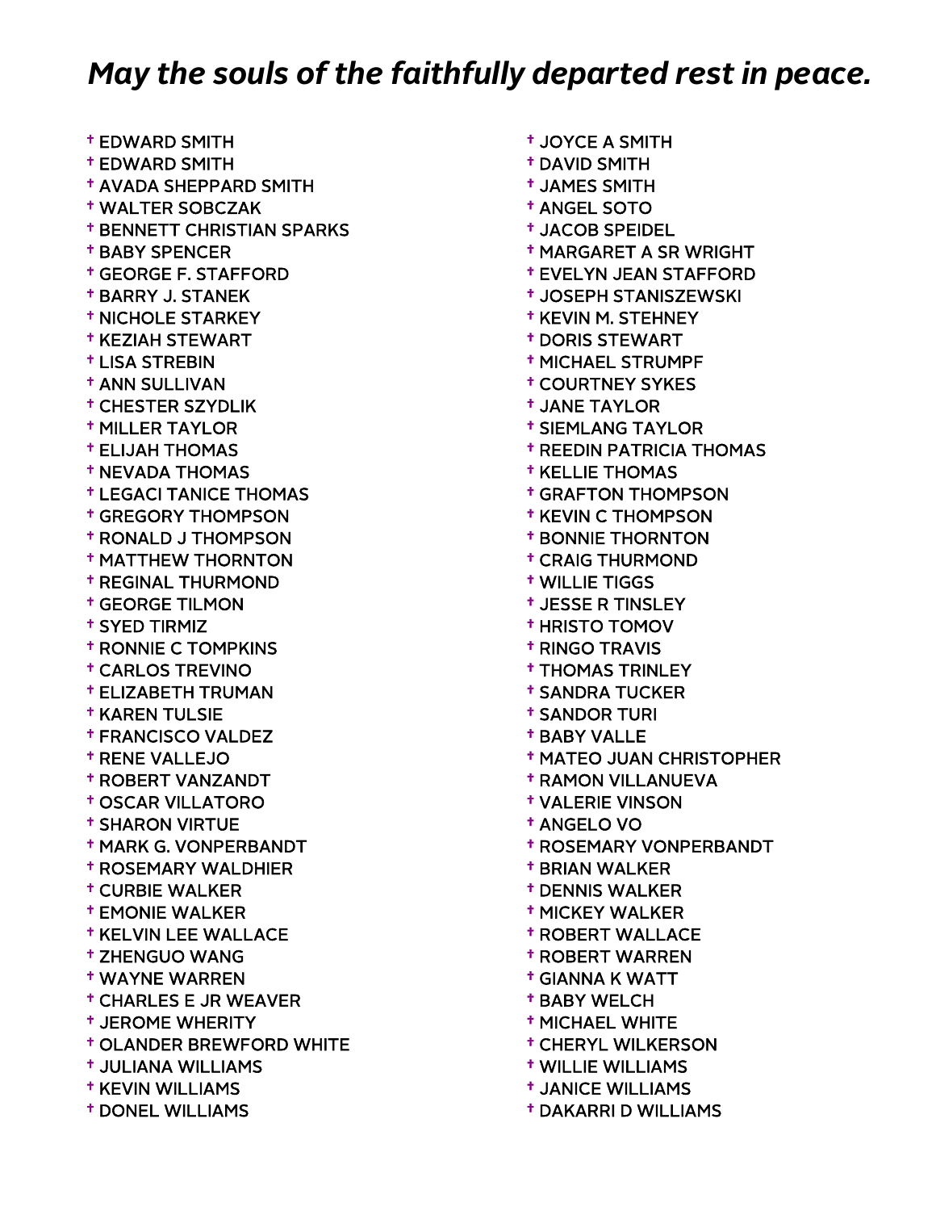# *May the souls of the faithfully departed rest in peace.*

- † EDWARD SMITH
- † EDWARD SMITH
- † AVADA SHEPPARD SMITH
- † WALTER SOBCZAK
- † BENNETT CHRISTIAN SPARKS
- † BABY SPENCER
- † GEORGE F. STAFFORD
- † BARRY J. STANEK
- † NICHOLE STARKEY
- † KEZIAH STEWART
- † LISA STREBIN
- † ANN SULLIVAN
- † CHESTER SZYDLIK
- † MILLER TAYLOR
- † ELIJAH THOMAS
- † NEVADA THOMAS
- † LEGACI TANICE THOMAS
- † GREGORY THOMPSON
- † RONALD J THOMPSON
- † MATTHEW THORNTON
- † REGINAL THURMOND
- † GEORGE TILMON
- † SYED TIRMIZ
- † RONNIE C TOMPKINS
- † CARLOS TREVINO
- † ELIZABETH TRUMAN
- † KAREN TULSIE
- † FRANCISCO VALDEZ
- † RENE VALLEJO
- † ROBERT VANZANDT
- † OSCAR VILLATORO
- † SHARON VIRTUE
- † MARK G. VONPERBANDT
- † ROSEMARY WALDHIER
- † CURBIE WALKER
- † EMONIE WALKER
- † KELVIN LEE WALLACE
- † ZHENGUO WANG
- † WAYNE WARREN
- † CHARLES E JR WEAVER
- † JEROME WHERITY
- † OLANDER BREWFORD WHITE
- † JULIANA WILLIAMS
- † KEVIN WILLIAMS
- † DONEL WILLIAMS
- † JOYCE A SMITH
- † DAVID SMITH
- † JAMES SMITH
- † ANGEL SOTO
- † JACOB SPEIDEL
- † MARGARET A SR WRIGHT
- † EVELYN JEAN STAFFORD
- † JOSEPH STANISZEWSKI
- † KEVIN M. STEHNEY
- † DORIS STEWART
- † MICHAEL STRUMPF
- † COURTNEY SYKES
- † JANE TAYLOR
- † SIEMLANG TAYLOR
- † REEDIN PATRICIA THOMAS
- † KELLIE THOMAS
- † GRAFTON THOMPSON
- † KEVIN C THOMPSON
- † BONNIE THORNTON
- † CRAIG THURMOND
- † WILLIE TIGGS
- † JESSE R TINSLEY
- † HRISTO TOMOV
- † RINGO TRAVIS
- † THOMAS TRINLEY
- † SANDRA TUCKER
- † SANDOR TURI
- † BABY VALLE
- † MATEO JUAN CHRISTOPHER
- † RAMON VILLANUEVA
- † VALERIE VINSON
- † ANGELO VO
- † ROSEMARY VONPERBANDT
- † BRIAN WALKER
- † DENNIS WALKER
- † MICKEY WALKER
- † ROBERT WALLACE
- † ROBERT WARREN
- † GIANNA K WATT
- † BABY WELCH
- † MICHAEL WHITE
- † CHERYL WILKERSON
- † WILLIE WILLIAMS
- † JANICE WILLIAMS
- † DAKARRI D WILLIAMS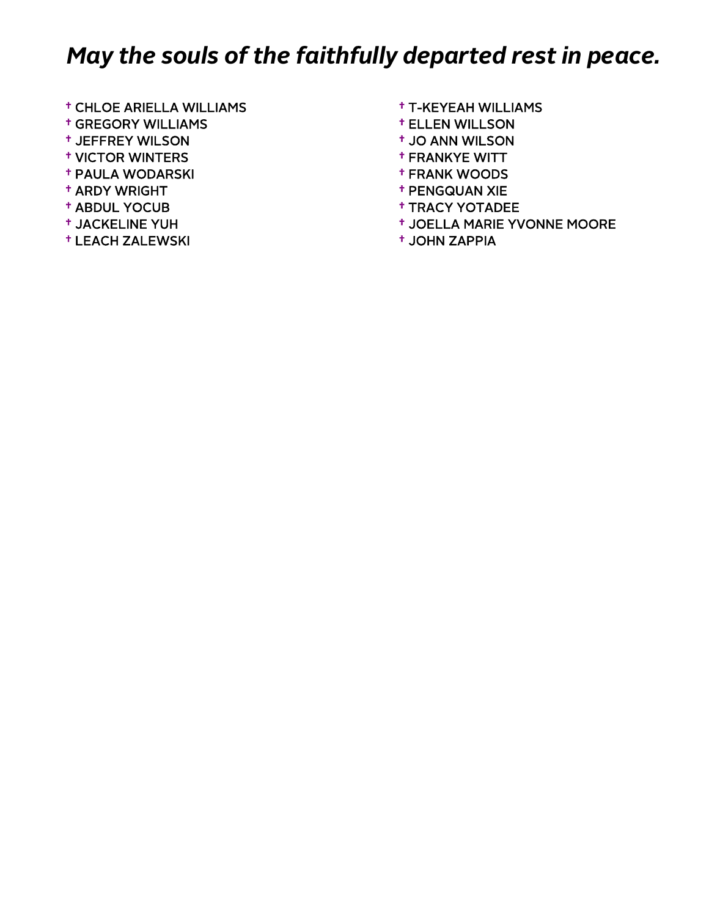*May the souls of the faithfully departed rest in peace.*

- † CHLOE ARIELLA WILLIAMS
- † GREGORY WILLIAMS
- † JEFFREY WILSON
- † VICTOR WINTERS
- † PAULA WODARSKI
- † ARDY WRIGHT
- † ABDUL YOCUB
- † JACKELINE YUH
- † LEACH ZALEWSKI
- † T-KEYEAH WILLIAMS
- † ELLEN WILLSON
- † JO ANN WILSON
- † FRANKYE WITT
- † FRANK WOODS
- † PENGQUAN XIE
- † TRACY YOTADEE
- † JOELLA MARIE YVONNE MOORE
- † JOHN ZAPPIA